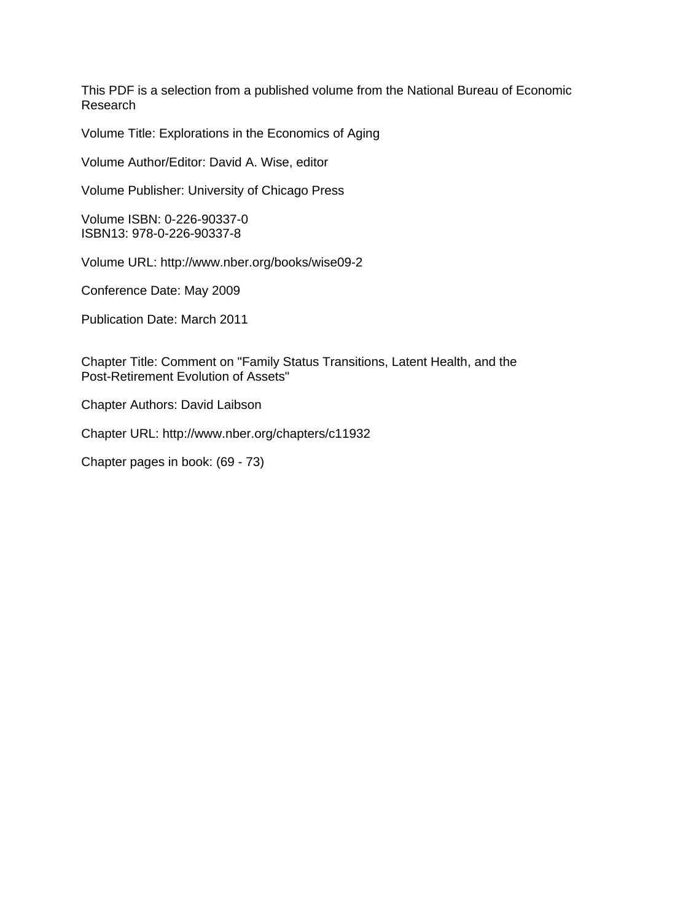This PDF is a selection from a published volume from the National Bureau of Economic Research

Volume Title: Explorations in the Economics of Aging

Volume Author/Editor: David A. Wise, editor

Volume Publisher: University of Chicago Press

Volume ISBN: 0-226-90337-0
ISBN13: 978-0-226-90337-8

Volume URL: http://www.nber.org/books/wise09-2

Conference Date: May 2009

Publication Date: March 2011

Chapter Title: Comment on "Family Status Transitions, Latent Health, and the Post-Retirement Evolution of Assets"

Chapter Authors: David Laibson

Chapter URL: http://www.nber.org/chapters/c11932

Chapter pages in book: (69 - 73)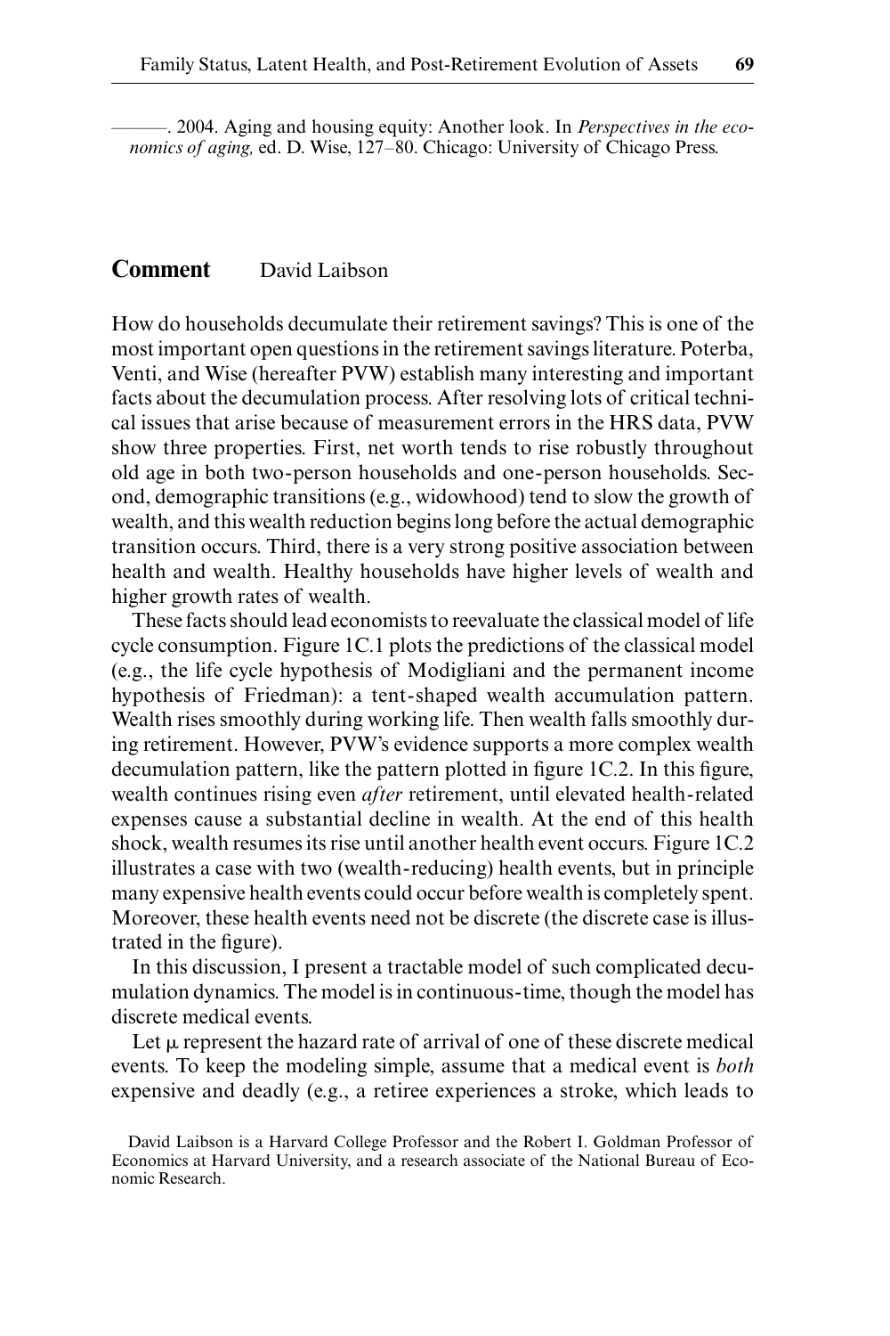———. 2004. Aging and housing equity: Another look. In *Perspectives in the economics of aging,* ed. D. Wise, 127–80. Chicago: University of Chicago Press.

## Comment David Laibson

How do households decumulate their retirement savings? This is one of the most important open questions in the retirement savings literature. Poterba, Venti, and Wise (hereafter PVW) establish many interesting and important facts about the decumulation process. After resolving lots of critical technical issues that arise because of measurement errors in the HRS data, PVW show three properties. First, net worth tends to rise robustly throughout old age in both two-person households and one-person households. Second, demographic transitions (e.g., widowhood) tend to slow the growth of wealth, and this wealth reduction begins long before the actual demographic transition occurs. Third, there is a very strong positive association between health and wealth. Healthy households have higher levels of wealth and higher growth rates of wealth.

These facts should lead economists to reevaluate the classical model of life cycle consumption. Figure 1C.1 plots the predictions of the classical model (e.g., the life cycle hypothesis of Modigliani and the permanent income hypothesis of Friedman): a tent-shaped wealth accumulation pattern. Wealth rises smoothly during working life. Then wealth falls smoothly during retirement. However, PVW's evidence supports a more complex wealth decumulation pattern, like the pattern plotted in figure 1C.2. In this figure, wealth continues rising even *after* retirement, until elevated health-related expenses cause a substantial decline in wealth. At the end of this health shock, wealth resumes its rise until another health event occurs. Figure 1C.2 illustrates a case with two (wealth-reducing) health events, but in principle many expensive health events could occur before wealth is completely spent. Moreover, these health events need not be discrete (the discrete case is illustrated in the figure).

In this discussion, I present a tractable model of such complicated decumulation dynamics. The model is in continuous-time, though the model has discrete medical events.

Let $\mu$ represent the hazard rate of arrival of one of these discrete medical events. To keep the modeling simple, assume that a medical event is *both* expensive and deadly (e.g., a retiree experiences a stroke, which leads to

David Laibson is a Harvard College Professor and the Robert I. Goldman Professor of Economics at Harvard University, and a research associate of the National Bureau of Economic Research.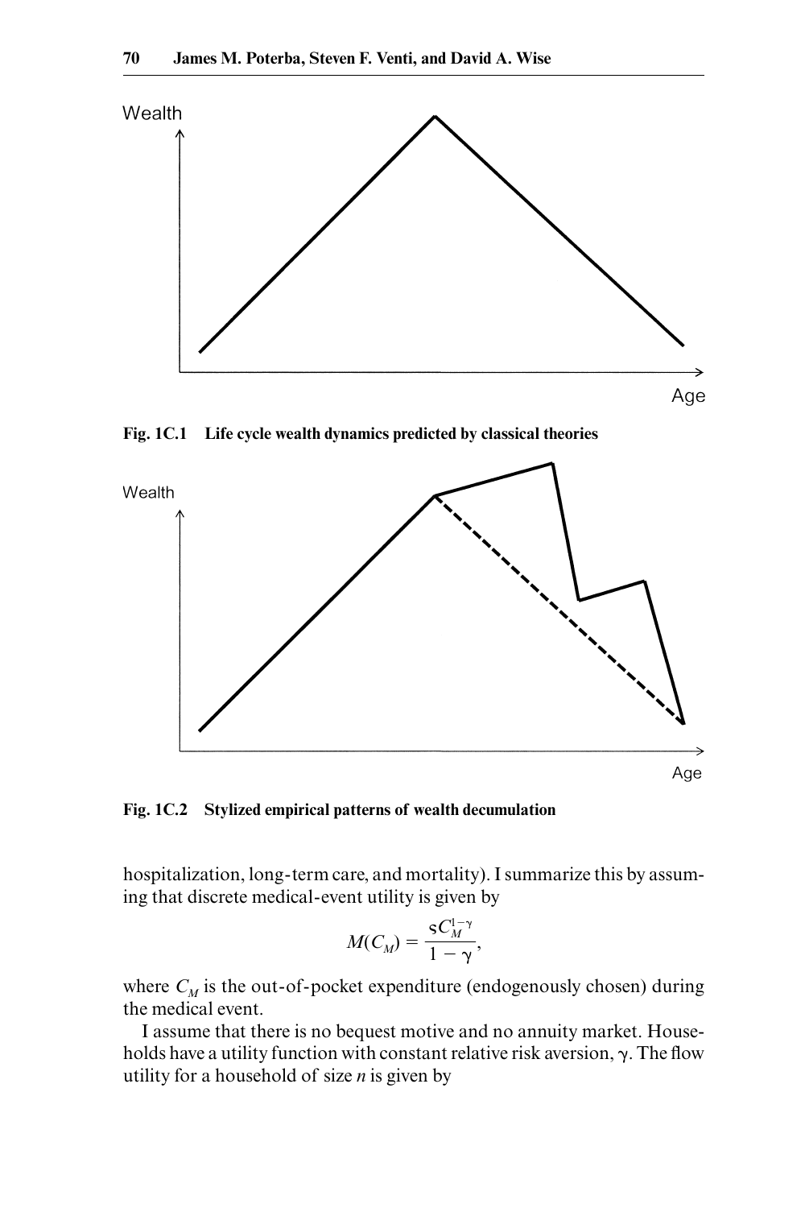Fig. 1C.1 Life cycle wealth dynamics predicted by classical theories

Fig. 1C.2 Stylized empirical patterns of wealth decumulation

hospitalization, long-term care, and mortality). I summarize this by assuming that discrete medical-event utility is given by

$$M(C_M) = \frac{sC_M^{1-\gamma}}{1-\gamma},$$

where $C_M$ is the out-of-pocket expenditure (endogenously chosen) during the medical event.

I assume that there is no bequest motive and no annuity market. Households have a utility function with constant relative risk aversion, $\gamma$. The flow utility for a household of size $n$ is given by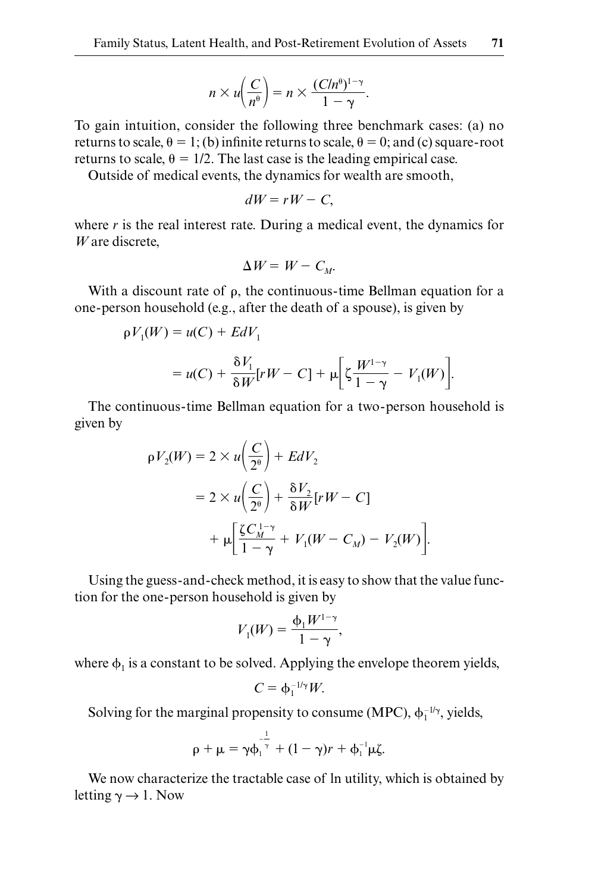$$n \times u\left(\frac{C}{n^{\theta}}\right) = n \times \frac{(C/n^{\theta})^{1-\gamma}}{1-\gamma}.$$

To gain intuition, consider the following three benchmark cases: (a) no returns to scale, $\theta = 1$; (b) infinite returns to scale, $\theta = 0$; and (c) square-root returns to scale, $\theta = 1/2$. The last case is the leading empirical case.

Outside of medical events, the dynamics for wealth are smooth,

$$dW = rW - C,$$

where $r$ is the real interest rate. During a medical event, the dynamics for $W$ are discrete,

$$\Delta W = W - C_M.$$

With a discount rate of $\rho$, the continuous-time Bellman equation for a one-person household (e.g., after the death of a spouse), is given by

$$\begin{aligned}
\rho V_1(W) &= u(C) + EdV_1 \\
&= u(C) + \frac{\delta V_1}{\delta W}[rW - C] + \mu\left[\zeta \frac{W^{1-\gamma}}{1-\gamma} - V_1(W)\right].
\end{aligned}$$

The continuous-time Bellman equation for a two-person household is given by

$$\begin{aligned}
\rho V_2(W) &= 2 \times u\left(\frac{C}{2^{\theta}}\right) + EdV_2 \\
&= 2 \times u\left(\frac{C}{2^{\theta}}\right) + \frac{\delta V_2}{\delta W}[rW - C] \\
&\quad + \mu\left[\frac{\zeta C_M^{1-\gamma}}{1-\gamma} + V_1(W - C_M) - V_2(W)\right].
\end{aligned}$$

Using the guess-and-check method, it is easy to show that the value function for the one-person household is given by

$$V_1(W) = \frac{\phi_1 W^{1-\gamma}}{1-\gamma},$$

where $\phi_1$ is a constant to be solved. Applying the envelope theorem yields,

$$C = \phi_1^{-1/\gamma} W.$$

Solving for the marginal propensity to consume (MPC), $\phi_1^{-1/\gamma}$, yields,

$$\rho + \mu = \gamma \phi_1^{-\frac{1}{\gamma}} + (1-\gamma)r + \phi_1^{-1}\mu\zeta.$$

We now characterize the tractable case of ln utility, which is obtained by letting $\gamma \to 1$. Now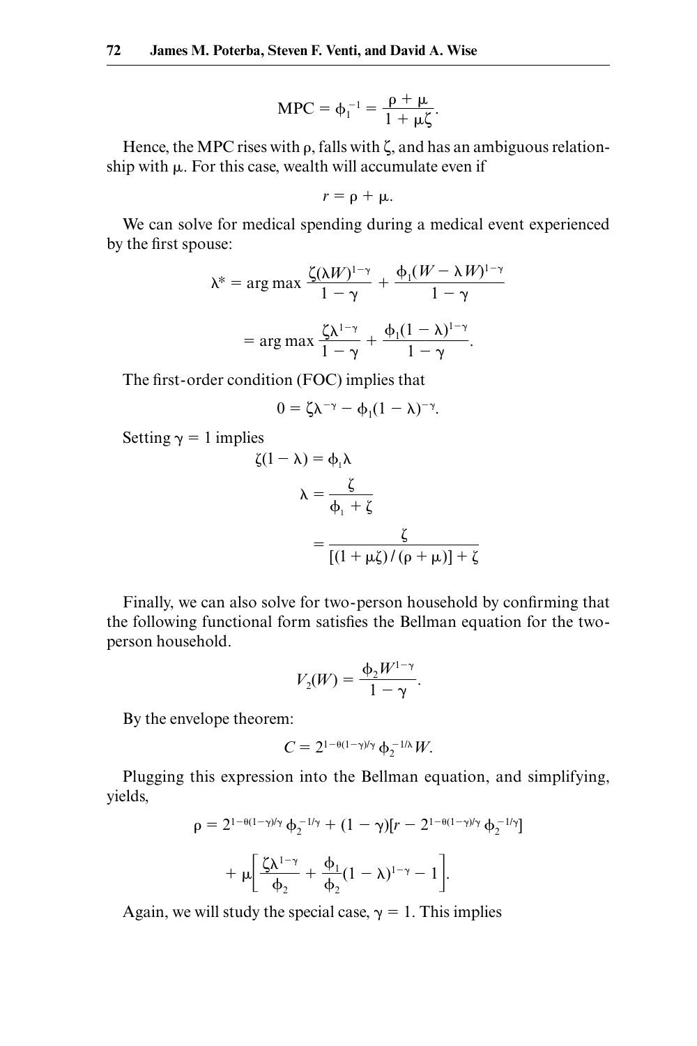$$\text{MPC} = \phi_1^{-1} = \frac{\rho + \mu}{1 + \mu\zeta}.$$

Hence, the MPC rises with $\rho$, falls with $\zeta$, and has an ambiguous relationship with $\mu$. For this case, wealth will accumulate even if

$$r = \rho + \mu.$$

We can solve for medical spending during a medical event experienced by the first spouse:

$$\lambda^* = \arg\max \frac{\zeta(\lambda W)^{1-\gamma}}{1-\gamma} + \frac{\phi_1(W - \lambda W)^{1-\gamma}}{1-\gamma}$$

$$= \arg\max \frac{\zeta\lambda^{1-\gamma}}{1-\gamma} + \frac{\phi_1(1-\lambda)^{1-\gamma}}{1-\gamma}.$$

The first-order condition (FOC) implies that

$$0 = \zeta\lambda^{-\gamma} - \phi_1(1-\lambda)^{-\gamma}.$$

Setting $\gamma = 1$ implies

$$\zeta(1-\lambda) = \phi_1\lambda$$

$$\lambda = \frac{\zeta}{\phi_1 + \zeta}$$

$$= \frac{\zeta}{[(1+\mu\zeta)/(\rho+\mu)] + \zeta}$$

Finally, we can also solve for two-person household by confirming that the following functional form satisfies the Bellman equation for the two-person household.

$$V_2(W) = \frac{\phi_2 W^{1-\gamma}}{1-\gamma}.$$

By the envelope theorem:

$$C = 2^{1-\theta(1-\gamma)/\gamma}\,\phi_2^{-1/\lambda}\,W.$$

Plugging this expression into the Bellman equation, and simplifying, yields,

$$\rho = 2^{1-\theta(1-\gamma)/\gamma}\,\phi_2^{-1/\gamma} + (1-\gamma)[r - 2^{1-\theta(1-\gamma)/\gamma}\,\phi_2^{-1/\gamma}]$$

$$+ \mu\left[\frac{\zeta\lambda^{1-\gamma}}{\phi_2} + \frac{\phi_1}{\phi_2}(1-\lambda)^{1-\gamma} - 1\right].$$

Again, we will study the special case, $\gamma = 1$. This implies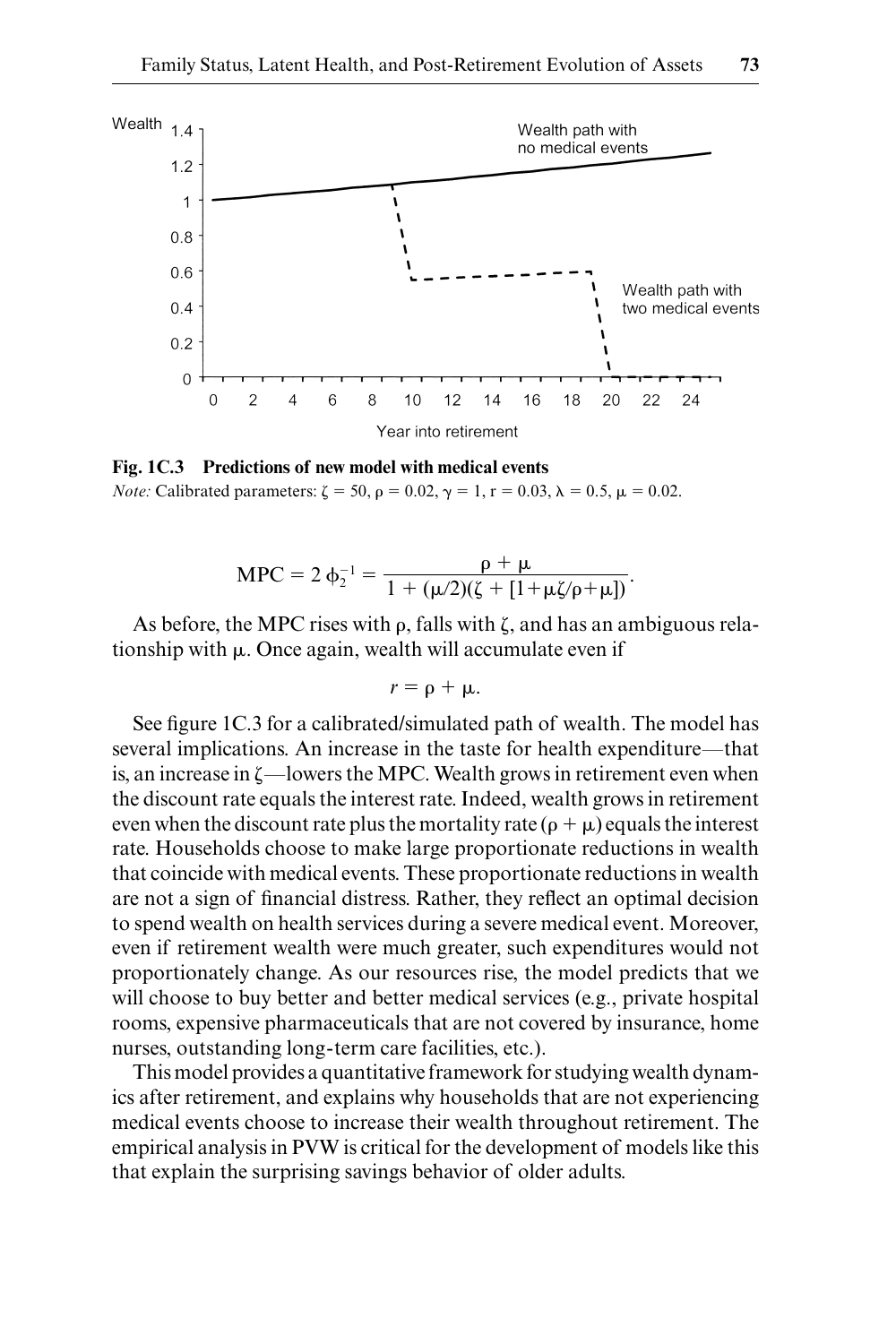Wealth

1.4

1.2

1

0.8

0.6

0.4

0.2

0

0 2 4 6 8 10 12 14 16 18 20 22 24

Year into retirement

Wealth path with no medical events

Wealth path with two medical events

**Fig. 1C.3 Predictions of new model with medical events**

*Note:* Calibrated parameters: $\zeta = 50$, $\rho = 0.02$, $\gamma = 1$, $r = 0.03$, $\lambda = 0.5$, $\mu = 0.02$.

$$\text{MPC} = 2\,\phi_2^{-1} = \frac{\rho + \mu}{1 + (\mu/2)(\zeta + [1 + \mu\zeta/\rho + \mu])}.$$

As before, the MPC rises with $\rho$, falls with $\zeta$, and has an ambiguous relationship with $\mu$. Once again, wealth will accumulate even if

$$r = \rho + \mu.$$

See figure 1C.3 for a calibrated/simulated path of wealth. The model has several implications. An increase in the taste for health expenditure—that is, an increase in $\zeta$—lowers the MPC. Wealth grows in retirement even when the discount rate equals the interest rate. Indeed, wealth grows in retirement even when the discount rate plus the mortality rate ($\rho + \mu$) equals the interest rate. Households choose to make large proportionate reductions in wealth that coincide with medical events. These proportionate reductions in wealth are not a sign of financial distress. Rather, they reflect an optimal decision to spend wealth on health services during a severe medical event. Moreover, even if retirement wealth were much greater, such expenditures would not proportionately change. As our resources rise, the model predicts that we will choose to buy better and better medical services (e.g., private hospital rooms, expensive pharmaceuticals that are not covered by insurance, home nurses, outstanding long-term care facilities, etc.).

This model provides a quantitative framework for studying wealth dynamics after retirement, and explains why households that are not experiencing medical events choose to increase their wealth throughout retirement. The empirical analysis in PVW is critical for the development of models like this that explain the surprising savings behavior of older adults.